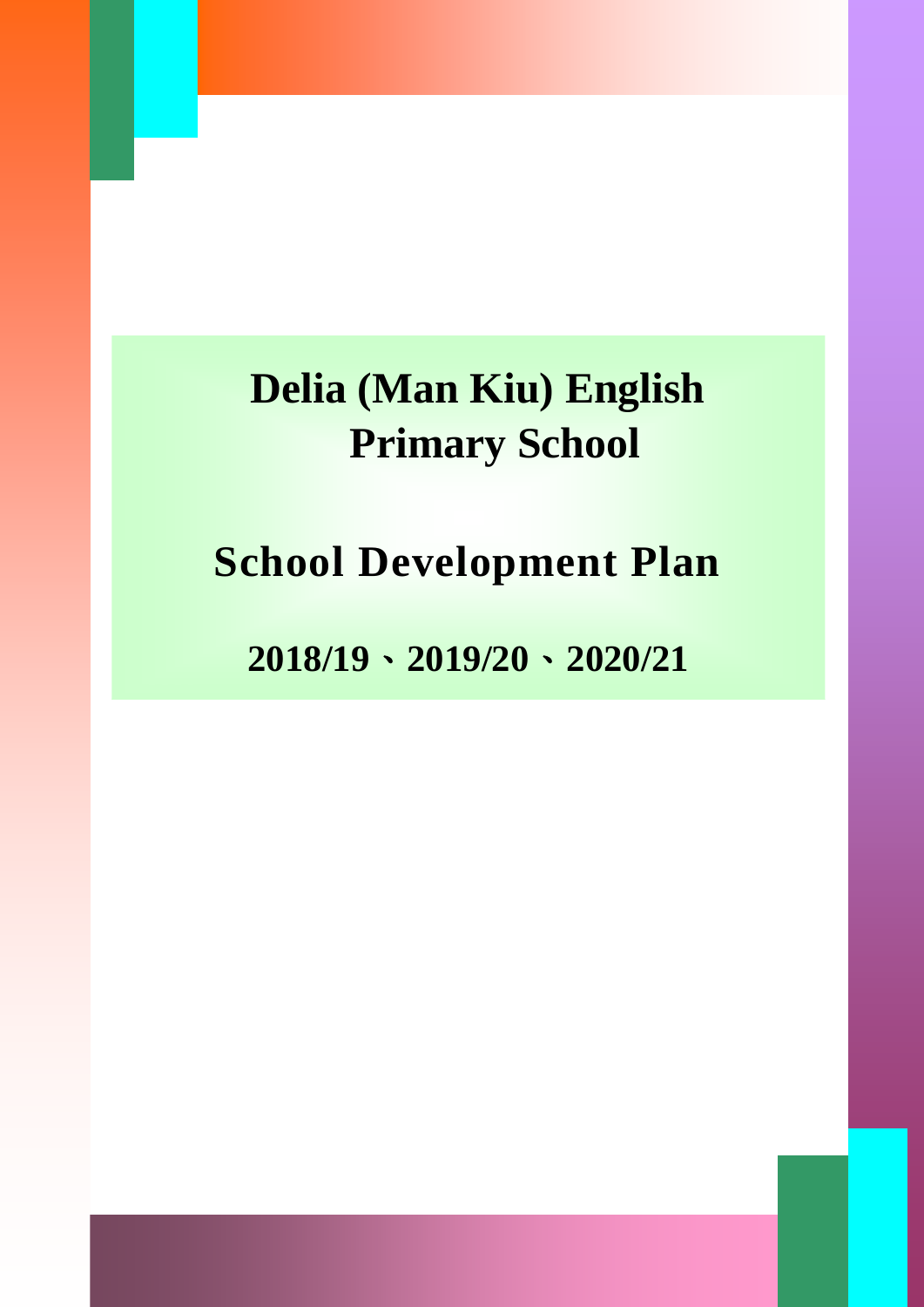# Delia (Man Kiu) English Primary School

# School Development Plan

**2018/19、2019/20、2020/21**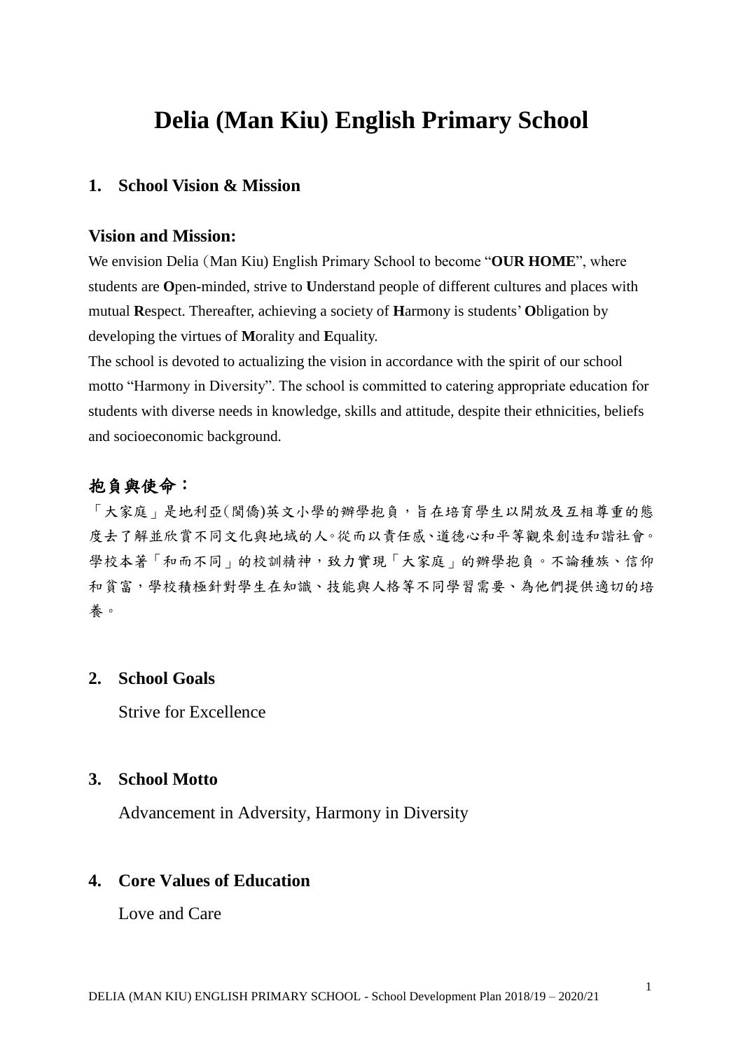# Delia (Man Kiu) English Primary School

## 1. School Vision & Mission

### Vision and Mission:

We envision Delia (Man Kiu) English Primary School to become "**OUR HOME**", where students are **O**pen-minded, strive to **U**nderstand people of different cultures and places with mutual **R**espect. Thereafter, achieving a society of **H**armony is students' **O**bligation by developing the virtues of **M**orality and **E**quality.

The school is devoted to actualizing the vision in accordance with the spirit of our school motto "Harmony in Diversity". The school is committed to catering appropriate education for students with diverse needs in knowledge, skills and attitude, despite their ethnicities, beliefs and socioeconomic background.

### 抱負與使命：

「大家庭」是地利亞(閩僑)英文小學的辦學抱負，旨在培育學生以開放及互相尊重的態度去了解並欣賞不同文化與地域的人。從而以責任感、道德心和平等觀來創造和諧社會。學校本著「和而不同」的校訓精神，致力實現「大家庭」的辦學抱負。不論種族、信仰和貧富，學校積極針對學生在知識、技能與人格等不同學習需要、為他們提供適切的培養。

## 2. School Goals

Strive for Excellence

## 3. School Motto

Advancement in Adversity, Harmony in Diversity

## 4. Core Values of Education

Love and Care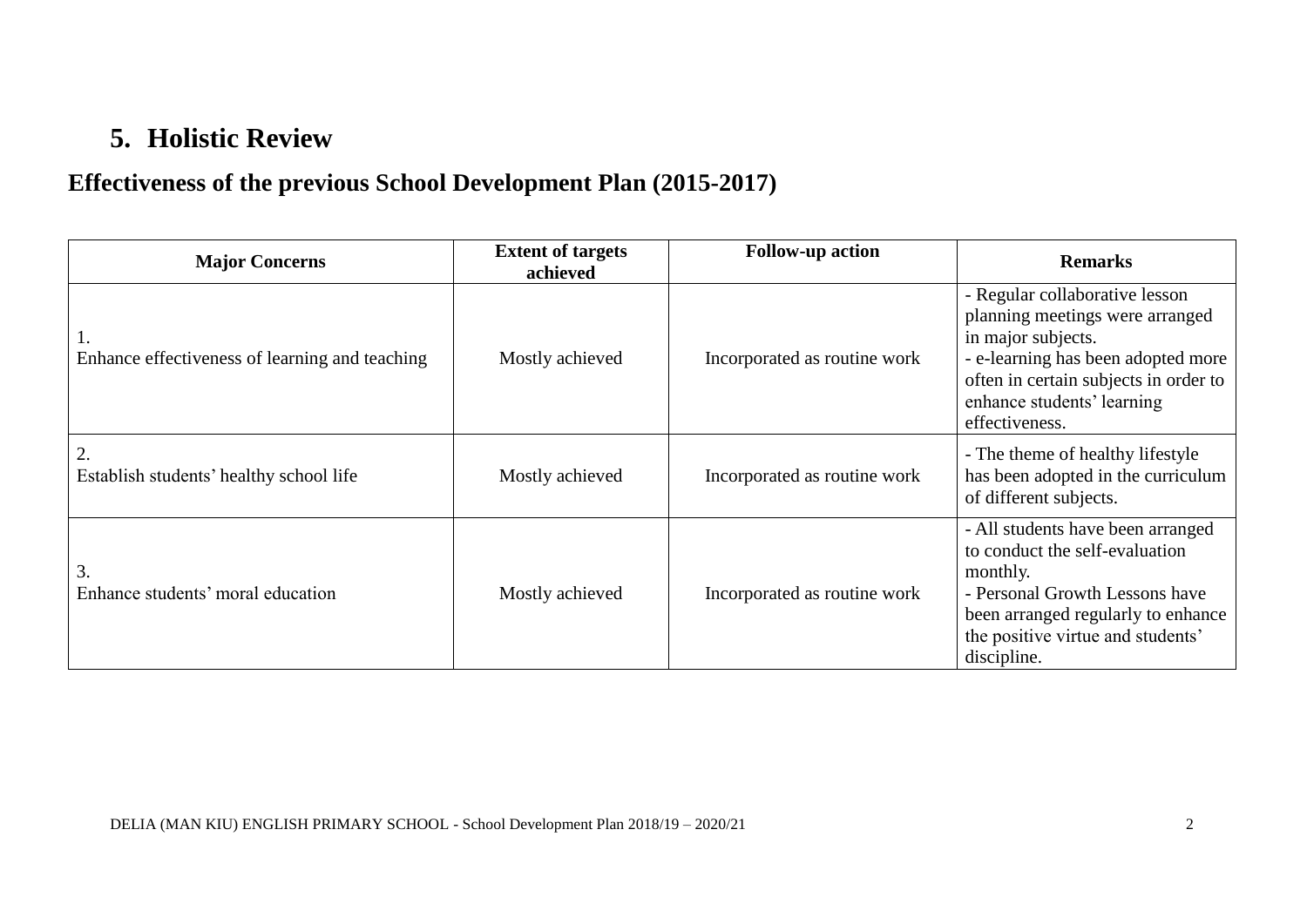## 5. Holistic Review

### Effectiveness of the previous School Development Plan (2015-2017)

| Major Concerns | Extent of targets achieved | Follow-up action | Remarks |
|---|---|---|---|
| 1. Enhance effectiveness of learning and teaching | Mostly achieved | Incorporated as routine work | - Regular collaborative lesson planning meetings were arranged in major subjects.<br>- e-learning has been adopted more often in certain subjects in order to enhance students' learning effectiveness. |
| 2. Establish students' healthy school life | Mostly achieved | Incorporated as routine work | - The theme of healthy lifestyle has been adopted in the curriculum of different subjects. |
| 3. Enhance students' moral education | Mostly achieved | Incorporated as routine work | - All students have been arranged to conduct the self-evaluation monthly.<br>- Personal Growth Lessons have been arranged regularly to enhance the positive virtue and students' discipline. |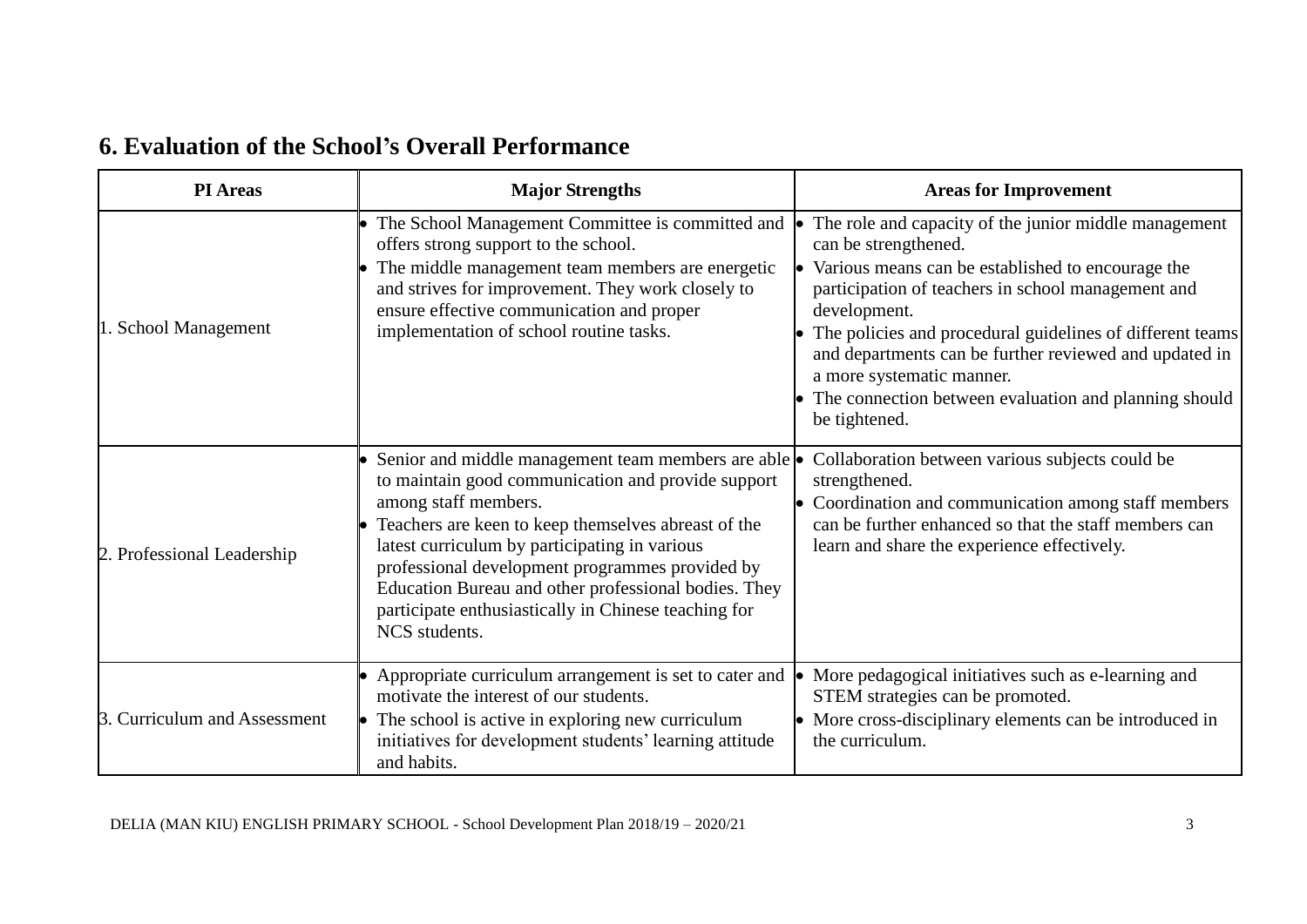## 6. Evaluation of the School's Overall Performance

| PI Areas | Major Strengths | Areas for Improvement |
|---|---|---|
| 1. School Management | • The School Management Committee is committed and offers strong support to the school.<br>• The middle management team members are energetic and strives for improvement. They work closely to ensure effective communication and proper implementation of school routine tasks. | • The role and capacity of the junior middle management can be strengthened.<br>• Various means can be established to encourage the participation of teachers in school management and development.<br>• The policies and procedural guidelines of different teams and departments can be further reviewed and updated in a more systematic manner.<br>• The connection between evaluation and planning should be tightened. |
| 2. Professional Leadership | • Senior and middle management team members are able to maintain good communication and provide support among staff members.<br>• Teachers are keen to keep themselves abreast of the latest curriculum by participating in various professional development programmes provided by Education Bureau and other professional bodies. They participate enthusiastically in Chinese teaching for NCS students. | • Collaboration between various subjects could be strengthened.<br>• Coordination and communication among staff members can be further enhanced so that the staff members can learn and share the experience effectively. |
| 3. Curriculum and Assessment | • Appropriate curriculum arrangement is set to cater and motivate the interest of our students.<br>• The school is active in exploring new curriculum initiatives for development students' learning attitude and habits. | • More pedagogical initiatives such as e-learning and STEM strategies can be promoted.<br>• More cross-disciplinary elements can be introduced in the curriculum. |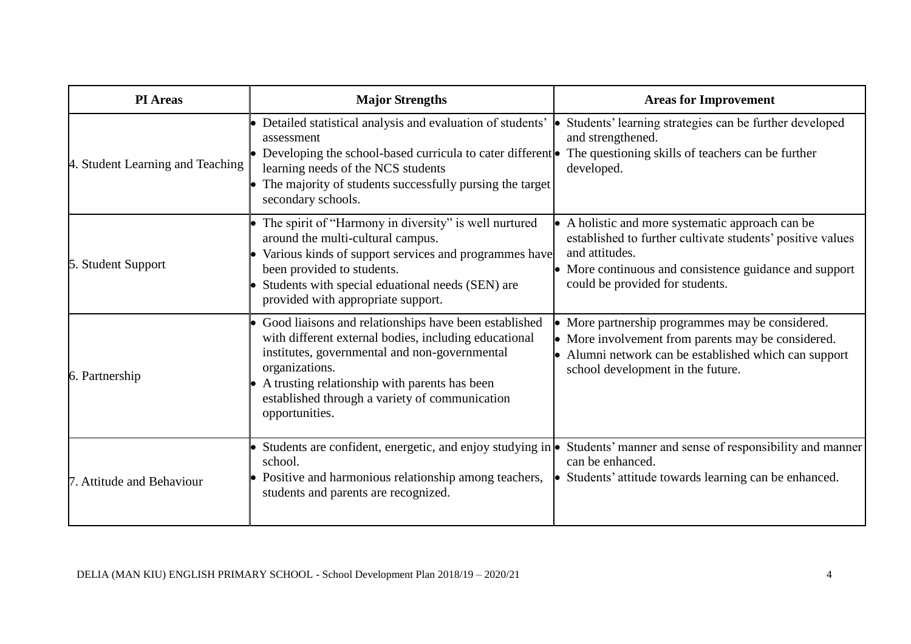| PI Areas | Major Strengths | Areas for Improvement |
|---|---|---|
| 4. Student Learning and Teaching | • Detailed statistical analysis and evaluation of students' assessment<br>• Developing the school-based curricula to cater different learning needs of the NCS students<br>• The majority of students successfully pursing the target secondary schools. | • Students' learning strategies can be further developed and strengthened.<br>• The questioning skills of teachers can be further developed. |
| 5. Student Support | • The spirit of "Harmony in diversity" is well nurtured around the multi-cultural campus.<br>• Various kinds of support services and programmes have been provided to students.<br>• Students with special eduational needs (SEN) are provided with appropriate support. | • A holistic and more systematic approach can be established to further cultivate students' positive values and attitudes.<br>• More continuous and consistence guidance and support could be provided for students. |
| 6. Partnership | • Good liaisons and relationships have been established with different external bodies, including educational institutes, governmental and non-governmental organizations.<br>• A trusting relationship with parents has been established through a variety of communication opportunities. | • More partnership programmes may be considered.<br>• More involvement from parents may be considered.<br>• Alumni network can be established which can support school development in the future. |
| 7. Attitude and Behaviour | • Students are confident, energetic, and enjoy studying in school.<br>• Positive and harmonious relationship among teachers, students and parents are recognized. | • Students' manner and sense of responsibility and manner can be enhanced.<br>• Students' attitude towards learning can be enhanced. |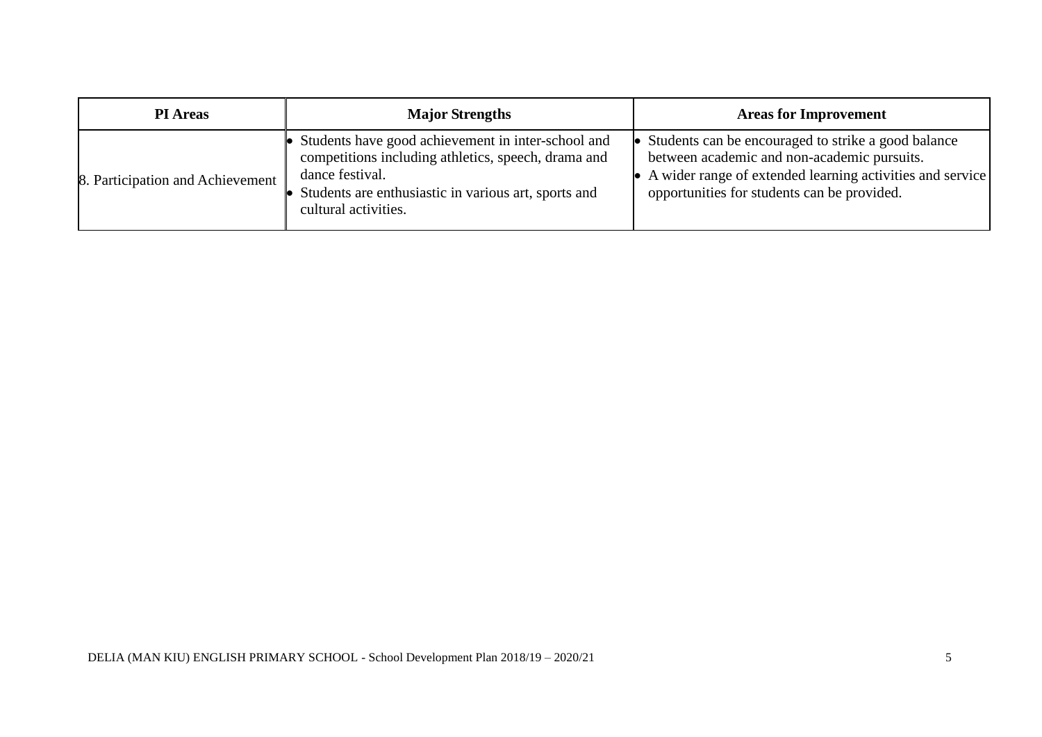| PI Areas | Major Strengths | Areas for Improvement |
|---|---|---|
| 8. Participation and Achievement | • Students have good achievement in inter-school and competitions including athletics, speech, drama and dance festival.<br>• Students are enthusiastic in various art, sports and cultural activities. | • Students can be encouraged to strike a good balance between academic and non-academic pursuits.<br>• A wider range of extended learning activities and service opportunities for students can be provided. |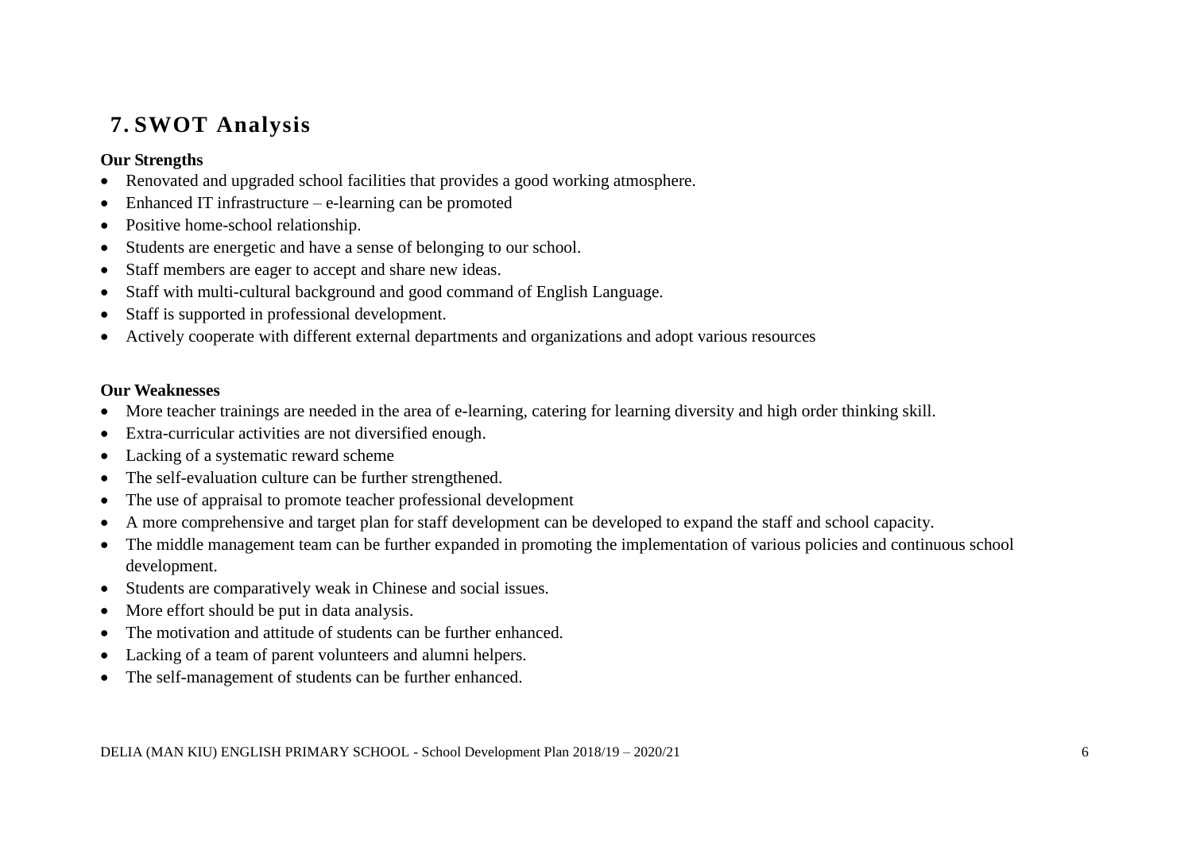## 7. SWOT Analysis

**Our Strengths**

- Renovated and upgraded school facilities that provides a good working atmosphere.
- Enhanced IT infrastructure – e-learning can be promoted
- Positive home-school relationship.
- Students are energetic and have a sense of belonging to our school.
- Staff members are eager to accept and share new ideas.
- Staff with multi-cultural background and good command of English Language.
- Staff is supported in professional development.
- Actively cooperate with different external departments and organizations and adopt various resources

**Our Weaknesses**

- More teacher trainings are needed in the area of e-learning, catering for learning diversity and high order thinking skill.
- Extra-curricular activities are not diversified enough.
- Lacking of a systematic reward scheme
- The self-evaluation culture can be further strengthened.
- The use of appraisal to promote teacher professional development
- A more comprehensive and target plan for staff development can be developed to expand the staff and school capacity.
- The middle management team can be further expanded in promoting the implementation of various policies and continuous school development.
- Students are comparatively weak in Chinese and social issues.
- More effort should be put in data analysis.
- The motivation and attitude of students can be further enhanced.
- Lacking of a team of parent volunteers and alumni helpers.
- The self-management of students can be further enhanced.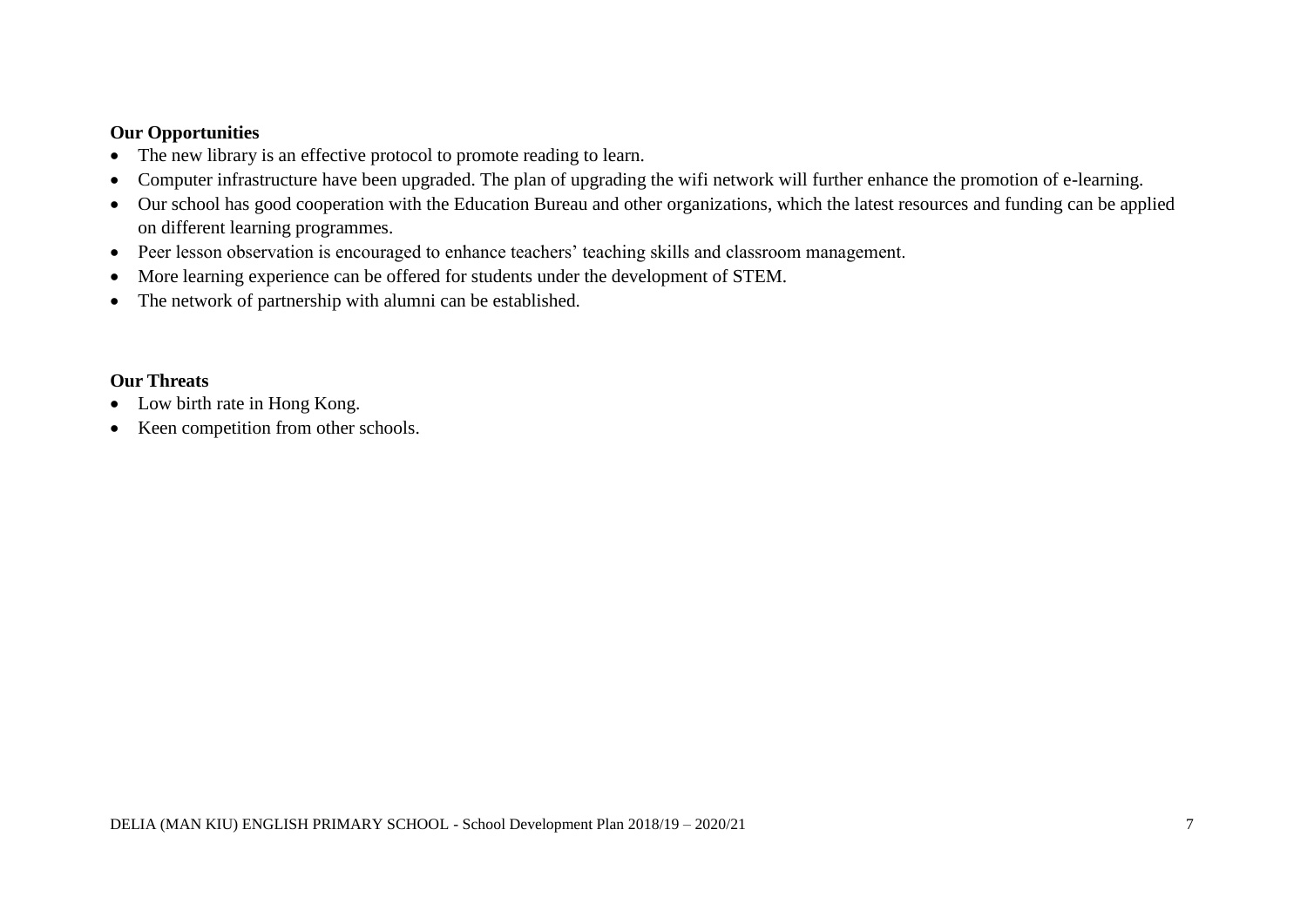**Our Opportunities**

- The new library is an effective protocol to promote reading to learn.
- Computer infrastructure have been upgraded. The plan of upgrading the wifi network will further enhance the promotion of e-learning.
- Our school has good cooperation with the Education Bureau and other organizations, which the latest resources and funding can be applied on different learning programmes.
- Peer lesson observation is encouraged to enhance teachers' teaching skills and classroom management.
- More learning experience can be offered for students under the development of STEM.
- The network of partnership with alumni can be established.

**Our Threats**

- Low birth rate in Hong Kong.
- Keen competition from other schools.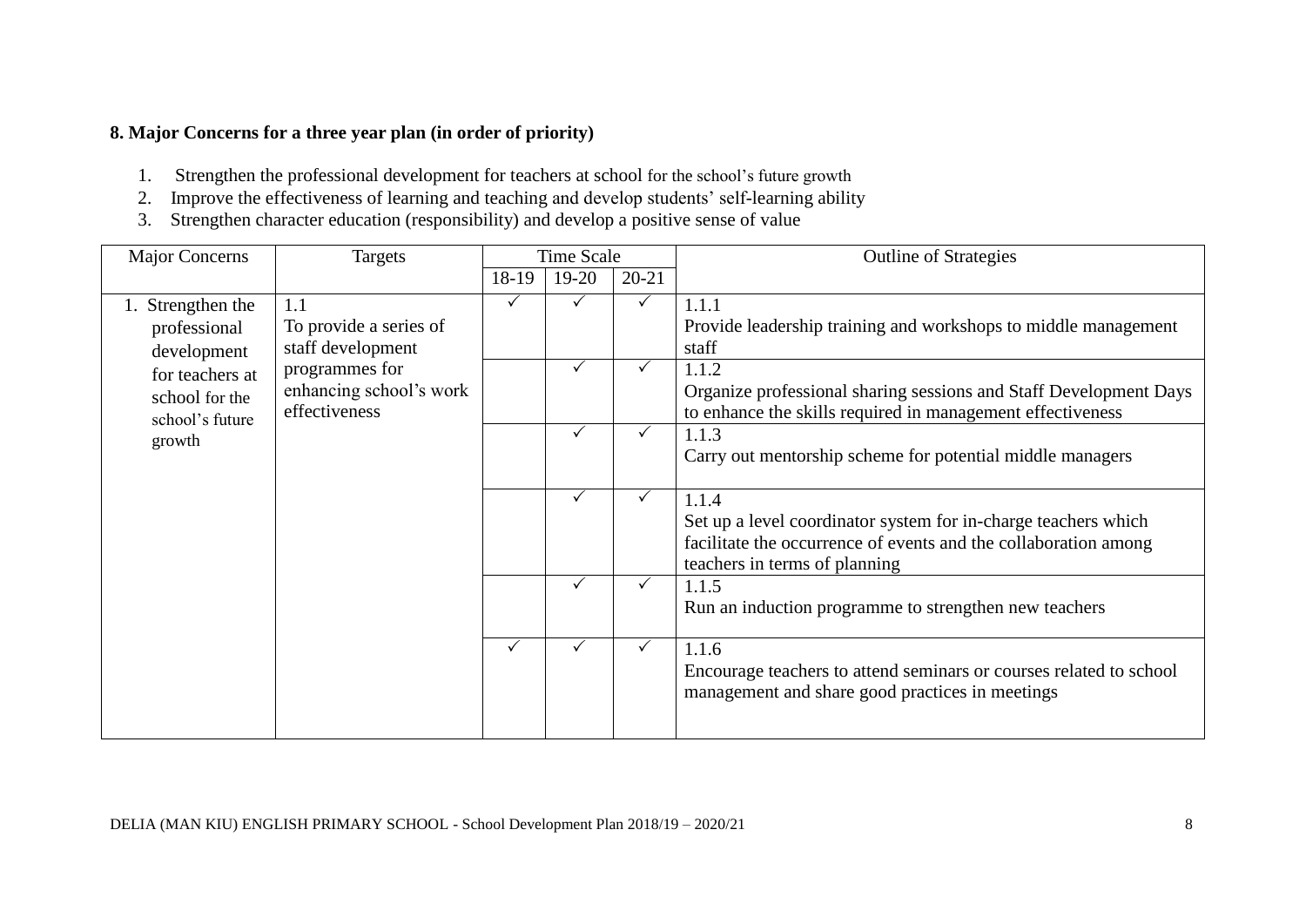**8. Major Concerns for a three year plan (in order of priority)**

1. Strengthen the professional development for teachers at school for the school's future growth
2. Improve the effectiveness of learning and teaching and develop students' self-learning ability
3. Strengthen character education (responsibility) and develop a positive sense of value

| Major Concerns | Targets | Time Scale | | | Outline of Strategies |
|---|---|---|---|---|---|
| | | 18-19 | 19-20 | 20-21 | |
| 1. Strengthen the professional development for teachers at school for the school's future growth | 1.1 To provide a series of staff development programmes for enhancing school's work effectiveness | ✓ | ✓ | ✓ | 1.1.1 Provide leadership training and workshops to middle management staff |
| | | | ✓ | ✓ | 1.1.2 Organize professional sharing sessions and Staff Development Days to enhance the skills required in management effectiveness |
| | | | ✓ | ✓ | 1.1.3 Carry out mentorship scheme for potential middle managers |
| | | | ✓ | ✓ | 1.1.4 Set up a level coordinator system for in-charge teachers which facilitate the occurrence of events and the collaboration among teachers in terms of planning |
| | | | ✓ | ✓ | 1.1.5 Run an induction programme to strengthen new teachers |
| | | ✓ | ✓ | ✓ | 1.1.6 Encourage teachers to attend seminars or courses related to school management and share good practices in meetings |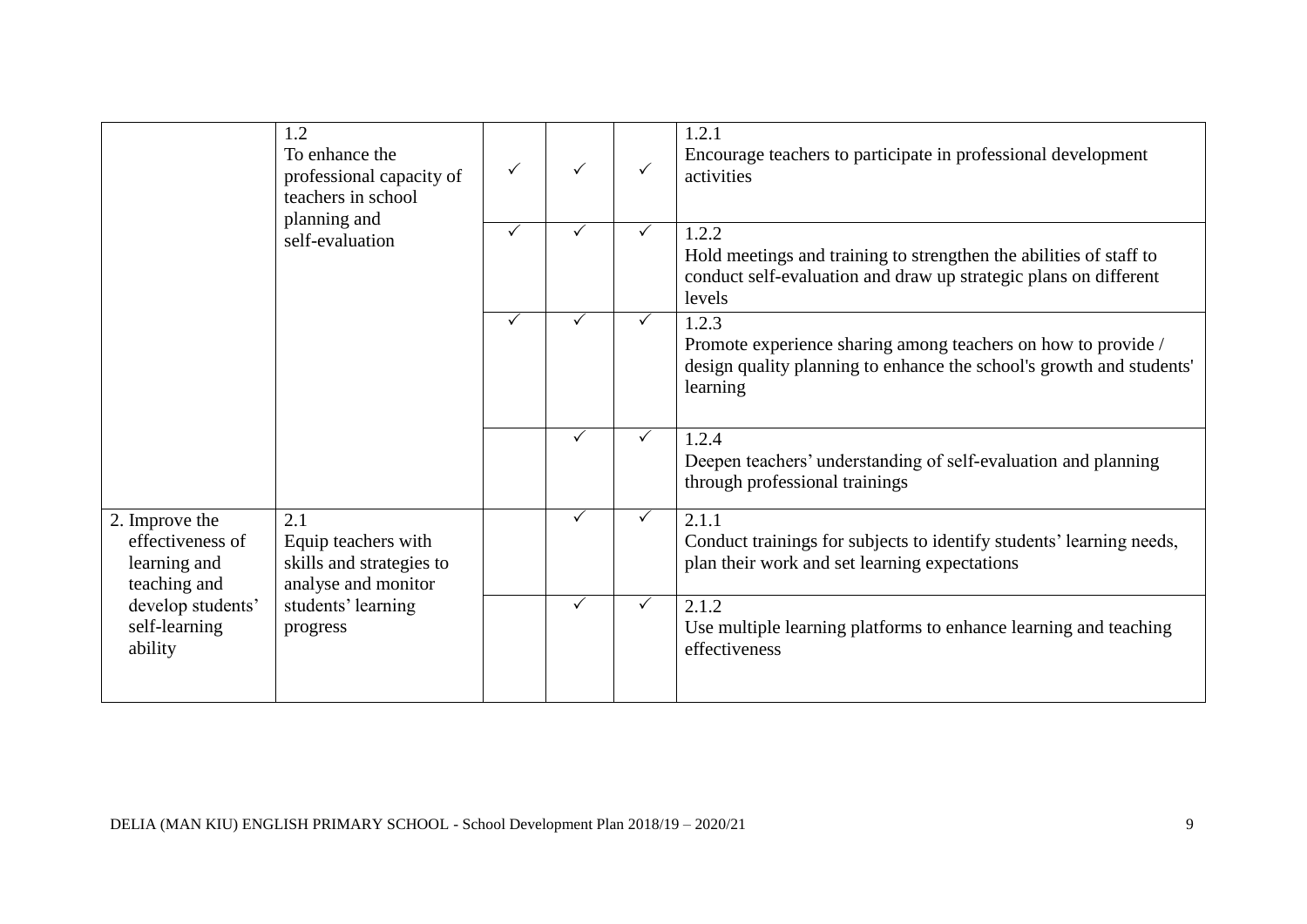| | | | | | |
|---|---|---|---|---|---|
| | 1.2<br>To enhance the professional capacity of teachers in school planning and self-evaluation | ✓ | ✓ | ✓ | 1.2.1<br>Encourage teachers to participate in professional development activities |
| | | ✓ | ✓ | ✓ | 1.2.2<br>Hold meetings and training to strengthen the abilities of staff to conduct self-evaluation and draw up strategic plans on different levels |
| | | ✓ | ✓ | ✓ | 1.2.3<br>Promote experience sharing among teachers on how to provide / design quality planning to enhance the school's growth and students' learning |
| | | | ✓ | ✓ | 1.2.4<br>Deepen teachers' understanding of self-evaluation and planning through professional trainings |
| 2. Improve the effectiveness of learning and teaching and develop students' self-learning ability | 2.1<br>Equip teachers with skills and strategies to analyse and monitor students' learning progress | | ✓ | ✓ | 2.1.1<br>Conduct trainings for subjects to identify students' learning needs, plan their work and set learning expectations |
| | | | ✓ | ✓ | 2.1.2<br>Use multiple learning platforms to enhance learning and teaching effectiveness |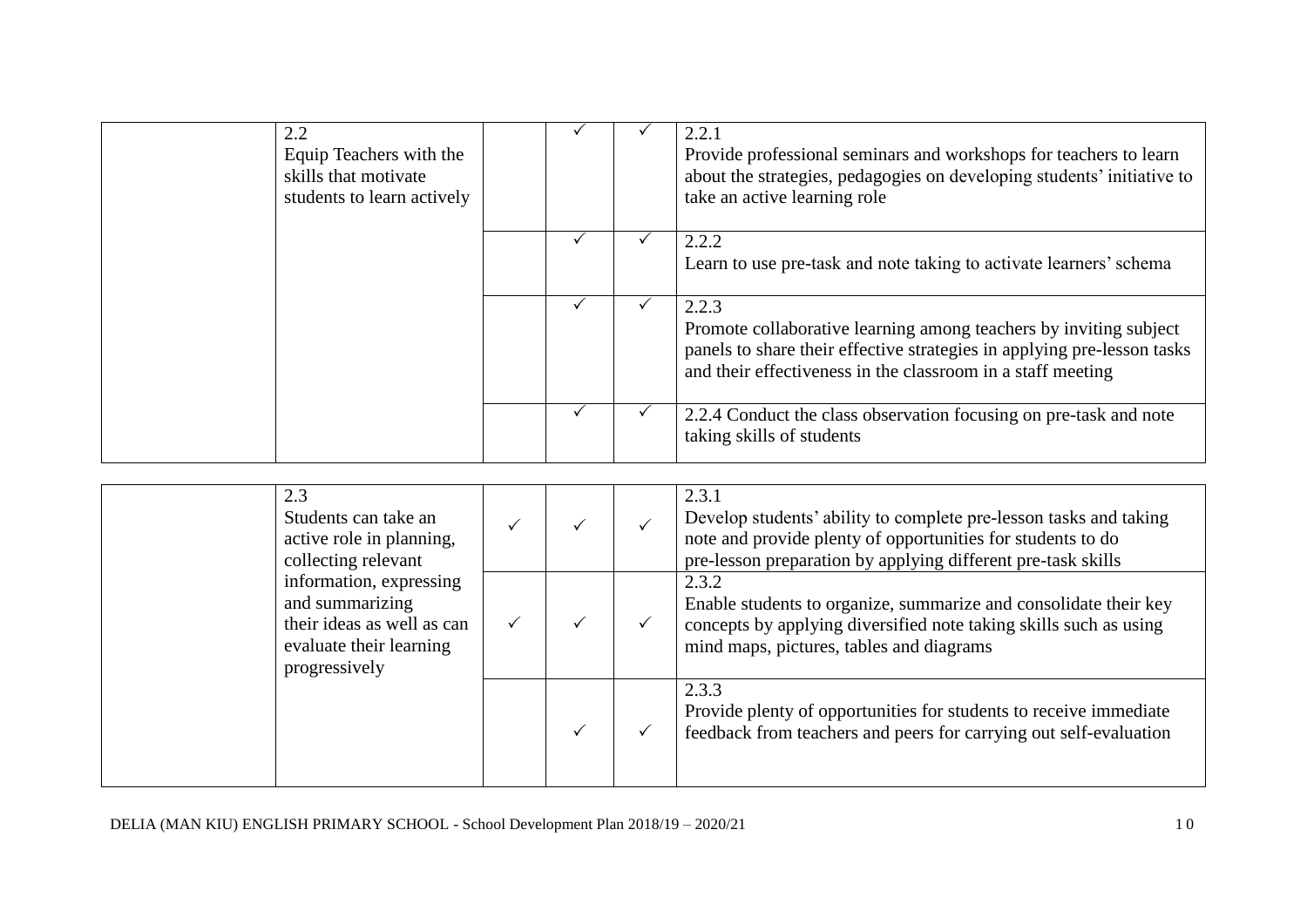| | | | | | |
|---|---|---|---|---|---|
| | 2.2<br>Equip Teachers with the skills that motivate students to learn actively | | ✓ | ✓ | 2.2.1<br>Provide professional seminars and workshops for teachers to learn about the strategies, pedagogies on developing students' initiative to take an active learning role |
| | | | ✓ | ✓ | 2.2.2<br>Learn to use pre-task and note taking to activate learners' schema |
| | | | ✓ | ✓ | 2.2.3<br>Promote collaborative learning among teachers by inviting subject panels to share their effective strategies in applying pre-lesson tasks and their effectiveness in the classroom in a staff meeting |
| | | | ✓ | ✓ | 2.2.4 Conduct the class observation focusing on pre-task and note taking skills of students |

| | | | | | |
|---|---|---|---|---|---|
| | 2.3<br>Students can take an active role in planning, collecting relevant information, expressing and summarizing their ideas as well as can evaluate their learning progressively | ✓ | ✓ | ✓ | 2.3.1<br>Develop students' ability to complete pre-lesson tasks and taking note and provide plenty of opportunities for students to do pre-lesson preparation by applying different pre-task skills |
| | | ✓ | ✓ | ✓ | 2.3.2<br>Enable students to organize, summarize and consolidate their key concepts by applying diversified note taking skills such as using mind maps, pictures, tables and diagrams |
| | | | ✓ | ✓ | 2.3.3<br>Provide plenty of opportunities for students to receive immediate feedback from teachers and peers for carrying out self-evaluation |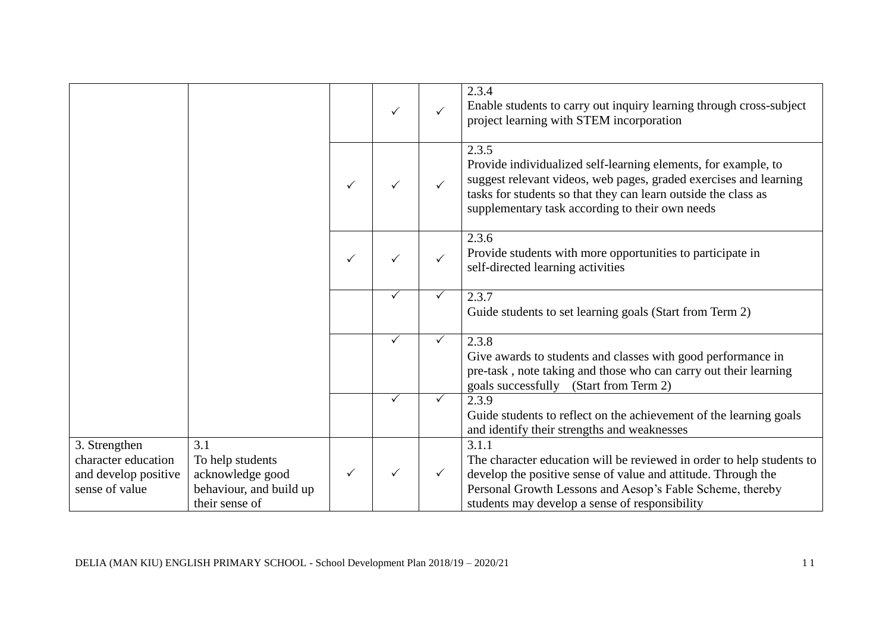| | | | | | |
|---|---|---|---|---|---|
| | | | ✓ | ✓ | 2.3.4<br>Enable students to carry out inquiry learning through cross-subject project learning with STEM incorporation |
| | | ✓ | ✓ | ✓ | 2.3.5<br>Provide individualized self-learning elements, for example, to suggest relevant videos, web pages, graded exercises and learning tasks for students so that they can learn outside the class as supplementary task according to their own needs |
| | | ✓ | ✓ | ✓ | 2.3.6<br>Provide students with more opportunities to participate in self-directed learning activities |
| | | | ✓ | ✓ | 2.3.7<br>Guide students to set learning goals (Start from Term 2) |
| | | | ✓ | ✓ | 2.3.8<br>Give awards to students and classes with good performance in pre-task , note taking and those who can carry out their learning goals successfully (Start from Term 2) |
| | | | ✓ | ✓ | 2.3.9<br>Guide students to reflect on the achievement of the learning goals and identify their strengths and weaknesses |
| 3. Strengthen character education and develop positive sense of value | 3.1<br>To help students acknowledge good behaviour, and build up their sense of | ✓ | ✓ | ✓ | 3.1.1<br>The character education will be reviewed in order to help students to develop the positive sense of value and attitude. Through the Personal Growth Lessons and Aesop's Fable Scheme, thereby students may develop a sense of responsibility |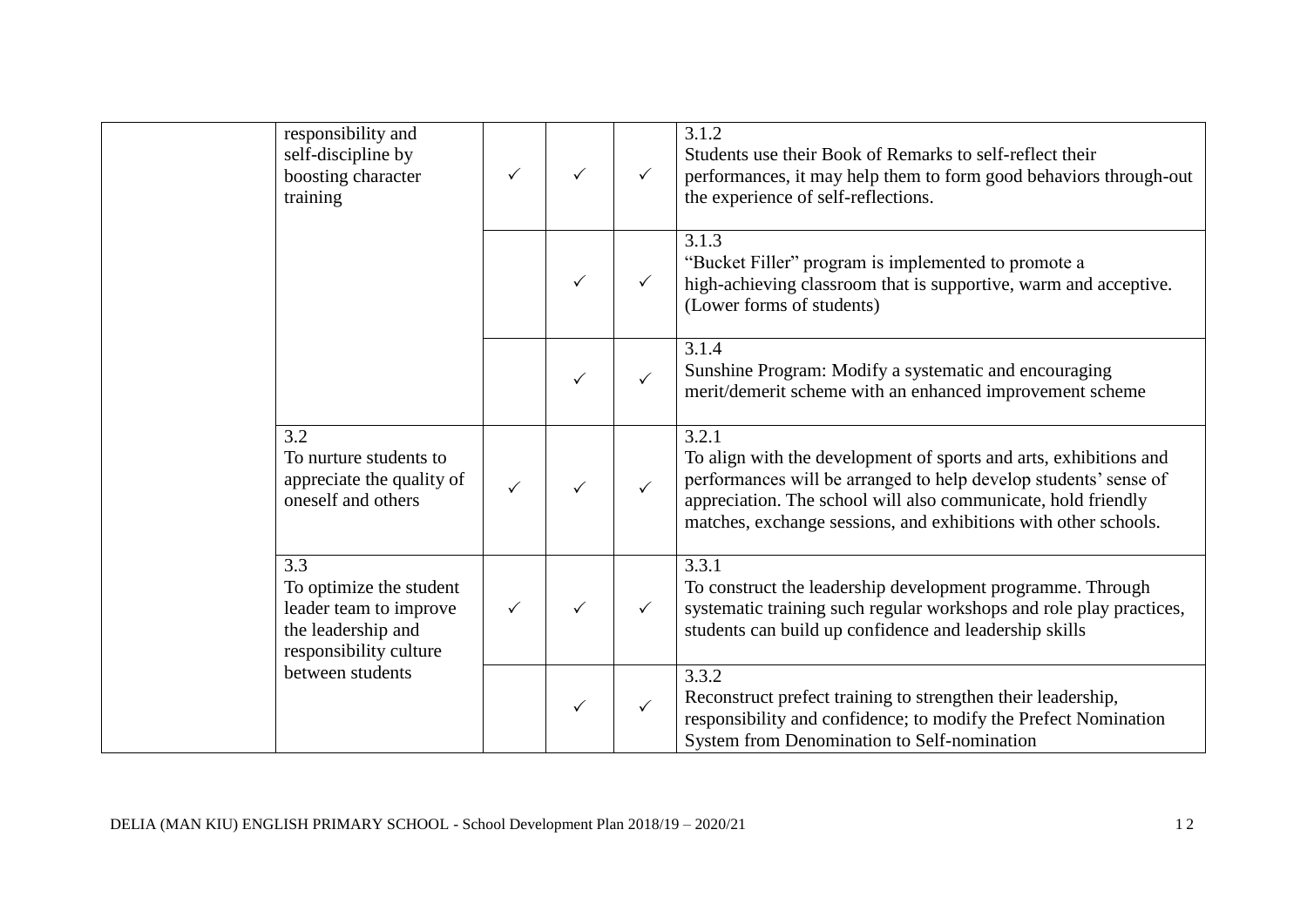| | | | | | |
|---|---|---|---|---|---|
| | responsibility and self-discipline by boosting character training | ✓ | ✓ | ✓ | 3.1.2<br>Students use their Book of Remarks to self-reflect their performances, it may help them to form good behaviors through-out the experience of self-reflections. |
| | | | ✓ | ✓ | 3.1.3<br>"Bucket Filler" program is implemented to promote a high-achieving classroom that is supportive, warm and acceptive. (Lower forms of students) |
| | | | ✓ | ✓ | 3.1.4<br>Sunshine Program: Modify a systematic and encouraging merit/demerit scheme with an enhanced improvement scheme |
| | 3.2<br>To nurture students to appreciate the quality of oneself and others | ✓ | ✓ | ✓ | 3.2.1<br>To align with the development of sports and arts, exhibitions and performances will be arranged to help develop students' sense of appreciation. The school will also communicate, hold friendly matches, exchange sessions, and exhibitions with other schools. |
| | 3.3<br>To optimize the student leader team to improve the leadership and responsibility culture between students | ✓ | ✓ | ✓ | 3.3.1<br>To construct the leadership development programme. Through systematic training such regular workshops and role play practices, students can build up confidence and leadership skills |
| | | | ✓ | ✓ | 3.3.2<br>Reconstruct prefect training to strengthen their leadership, responsibility and confidence; to modify the Prefect Nomination System from Denomination to Self-nomination |